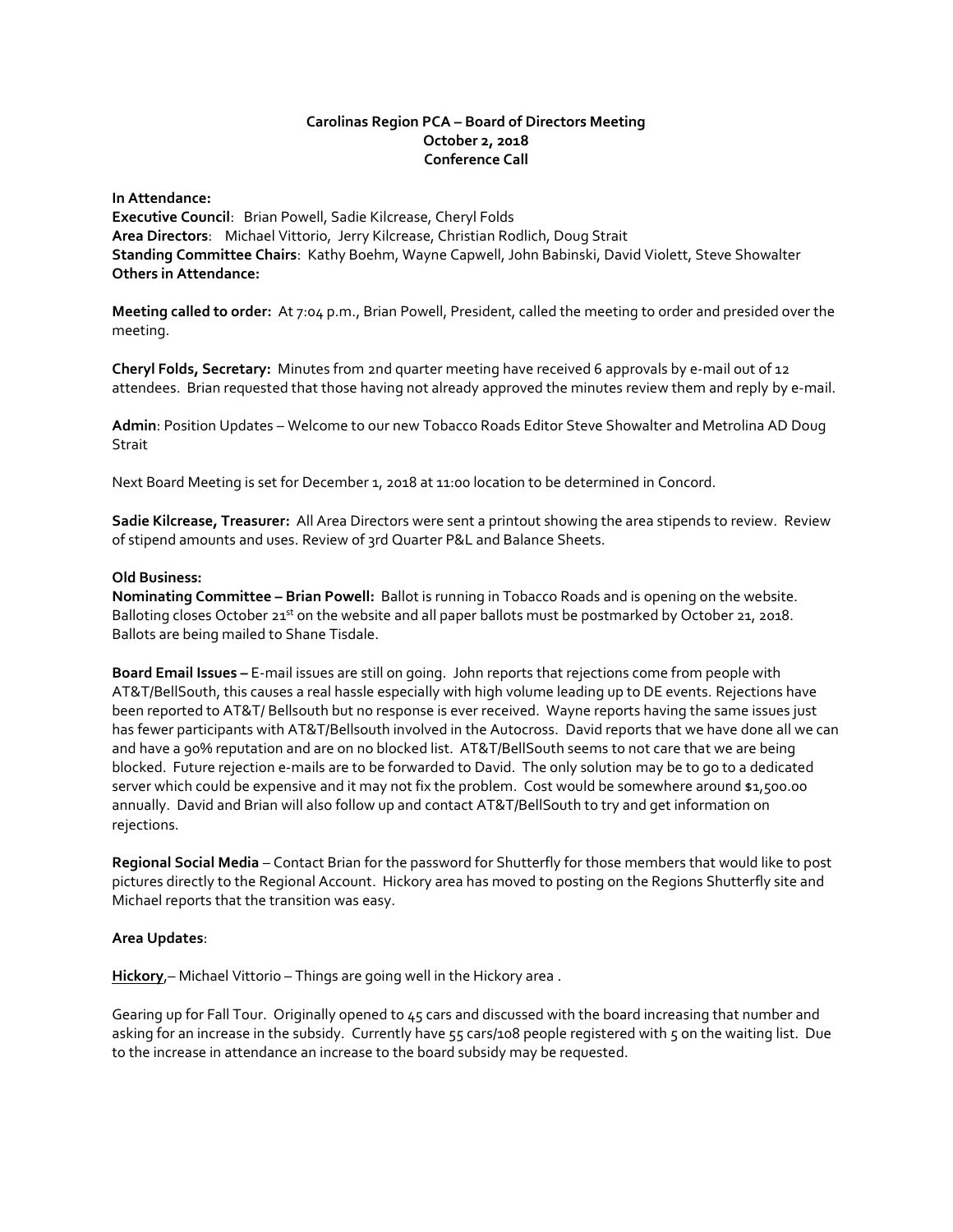**Carolinas Region PCA – Board of Directors Meeting**
**October 2, 2018**
**Conference Call**

**In Attendance:**
**Executive Council**: Brian Powell, Sadie Kilcrease, Cheryl Folds
**Area Directors**: Michael Vittorio, Jerry Kilcrease, Christian Rodlich, Doug Strait
**Standing Committee Chairs**: Kathy Boehm, Wayne Capwell, John Babinski, David Violett, Steve Showalter
**Others in Attendance:**

**Meeting called to order:** At 7:04 p.m., Brian Powell, President, called the meeting to order and presided over the meeting.

**Cheryl Folds, Secretary:** Minutes from 2nd quarter meeting have received 6 approvals by e-mail out of 12 attendees. Brian requested that those having not already approved the minutes review them and reply by e-mail.

**Admin**: Position Updates – Welcome to our new Tobacco Roads Editor Steve Showalter and Metrolina AD Doug Strait

Next Board Meeting is set for December 1, 2018 at 11:00 location to be determined in Concord.

**Sadie Kilcrease, Treasurer:** All Area Directors were sent a printout showing the area stipends to review. Review of stipend amounts and uses. Review of 3rd Quarter P&L and Balance Sheets.

**Old Business:**
**Nominating Committee – Brian Powell:** Ballot is running in Tobacco Roads and is opening on the website. Balloting closes October 21st on the website and all paper ballots must be postmarked by October 21, 2018. Ballots are being mailed to Shane Tisdale.

**Board Email Issues –** E-mail issues are still on going. John reports that rejections come from people with AT&T/BellSouth, this causes a real hassle especially with high volume leading up to DE events. Rejections have been reported to AT&T/ Bellsouth but no response is ever received. Wayne reports having the same issues just has fewer participants with AT&T/Bellsouth involved in the Autocross. David reports that we have done all we can and have a 90% reputation and are on no blocked list. AT&T/BellSouth seems to not care that we are being blocked. Future rejection e-mails are to be forwarded to David. The only solution may be to go to a dedicated server which could be expensive and it may not fix the problem. Cost would be somewhere around $1,500.00 annually. David and Brian will also follow up and contact AT&T/BellSouth to try and get information on rejections.

**Regional Social Media** – Contact Brian for the password for Shutterfly for those members that would like to post pictures directly to the Regional Account. Hickory area has moved to posting on the Regions Shutterfly site and Michael reports that the transition was easy.

**Area Updates**:

**Hickory**,– Michael Vittorio – Things are going well in the Hickory area .

Gearing up for Fall Tour. Originally opened to 45 cars and discussed with the board increasing that number and asking for an increase in the subsidy. Currently have 55 cars/108 people registered with 5 on the waiting list. Due to the increase in attendance an increase to the board subsidy may be requested.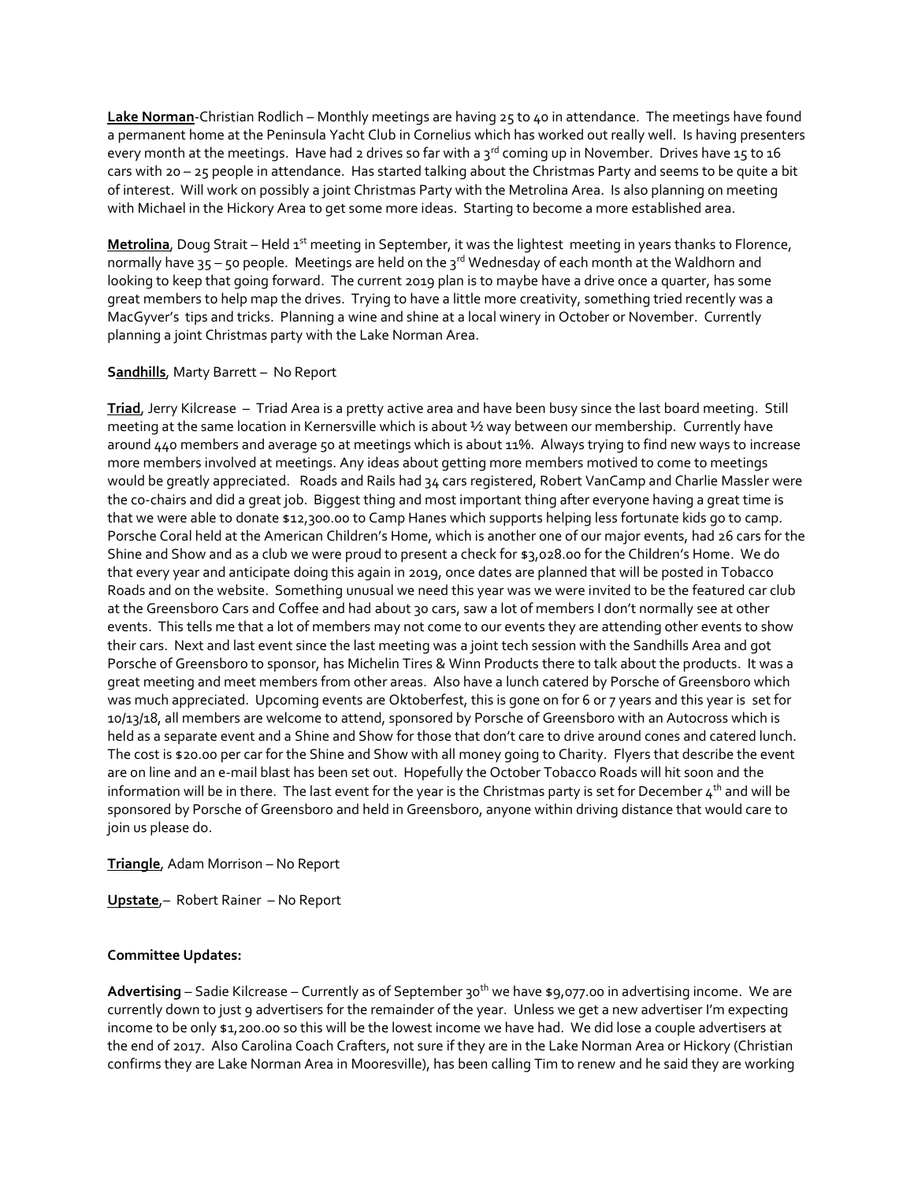**Lake Norman**-Christian Rodlich – Monthly meetings are having 25 to 40 in attendance. The meetings have found a permanent home at the Peninsula Yacht Club in Cornelius which has worked out really well. Is having presenters every month at the meetings. Have had 2 drives so far with a 3rd coming up in November. Drives have 15 to 16 cars with 20 – 25 people in attendance. Has started talking about the Christmas Party and seems to be quite a bit of interest. Will work on possibly a joint Christmas Party with the Metrolina Area. Is also planning on meeting with Michael in the Hickory Area to get some more ideas. Starting to become a more established area.

**Metrolina**, Doug Strait – Held 1st meeting in September, it was the lightest meeting in years thanks to Florence, normally have 35 – 50 people. Meetings are held on the 3rd Wednesday of each month at the Waldhorn and looking to keep that going forward. The current 2019 plan is to maybe have a drive once a quarter, has some great members to help map the drives. Trying to have a little more creativity, something tried recently was a MacGyver's tips and tricks. Planning a wine and shine at a local winery in October or November. Currently planning a joint Christmas party with the Lake Norman Area.

**Sandhills**, Marty Barrett – No Report

**Triad**, Jerry Kilcrease – Triad Area is a pretty active area and have been busy since the last board meeting. Still meeting at the same location in Kernersville which is about ½ way between our membership. Currently have around 440 members and average 50 at meetings which is about 11%. Always trying to find new ways to increase more members involved at meetings. Any ideas about getting more members motived to come to meetings would be greatly appreciated. Roads and Rails had 34 cars registered, Robert VanCamp and Charlie Massler were the co-chairs and did a great job. Biggest thing and most important thing after everyone having a great time is that we were able to donate $12,300.00 to Camp Hanes which supports helping less fortunate kids go to camp. Porsche Coral held at the American Children's Home, which is another one of our major events, had 26 cars for the Shine and Show and as a club we were proud to present a check for $3,028.00 for the Children's Home. We do that every year and anticipate doing this again in 2019, once dates are planned that will be posted in Tobacco Roads and on the website. Something unusual we need this year was we were invited to be the featured car club at the Greensboro Cars and Coffee and had about 30 cars, saw a lot of members I don't normally see at other events. This tells me that a lot of members may not come to our events they are attending other events to show their cars. Next and last event since the last meeting was a joint tech session with the Sandhills Area and got Porsche of Greensboro to sponsor, has Michelin Tires & Winn Products there to talk about the products. It was a great meeting and meet members from other areas. Also have a lunch catered by Porsche of Greensboro which was much appreciated. Upcoming events are Oktoberfest, this is gone on for 6 or 7 years and this year is set for 10/13/18, all members are welcome to attend, sponsored by Porsche of Greensboro with an Autocross which is held as a separate event and a Shine and Show for those that don't care to drive around cones and catered lunch. The cost is $20.00 per car for the Shine and Show with all money going to Charity. Flyers that describe the event are on line and an e-mail blast has been set out. Hopefully the October Tobacco Roads will hit soon and the information will be in there. The last event for the year is the Christmas party is set for December 4th and will be sponsored by Porsche of Greensboro and held in Greensboro, anyone within driving distance that would care to join us please do.

**Triangle**, Adam Morrison – No Report

**Upstate**,– Robert Rainer – No Report

**Committee Updates:**

**Advertising** – Sadie Kilcrease – Currently as of September 30th we have $9,077.00 in advertising income. We are currently down to just 9 advertisers for the remainder of the year. Unless we get a new advertiser I'm expecting income to be only $1,200.00 so this will be the lowest income we have had. We did lose a couple advertisers at the end of 2017. Also Carolina Coach Crafters, not sure if they are in the Lake Norman Area or Hickory (Christian confirms they are Lake Norman Area in Mooresville), has been calling Tim to renew and he said they are working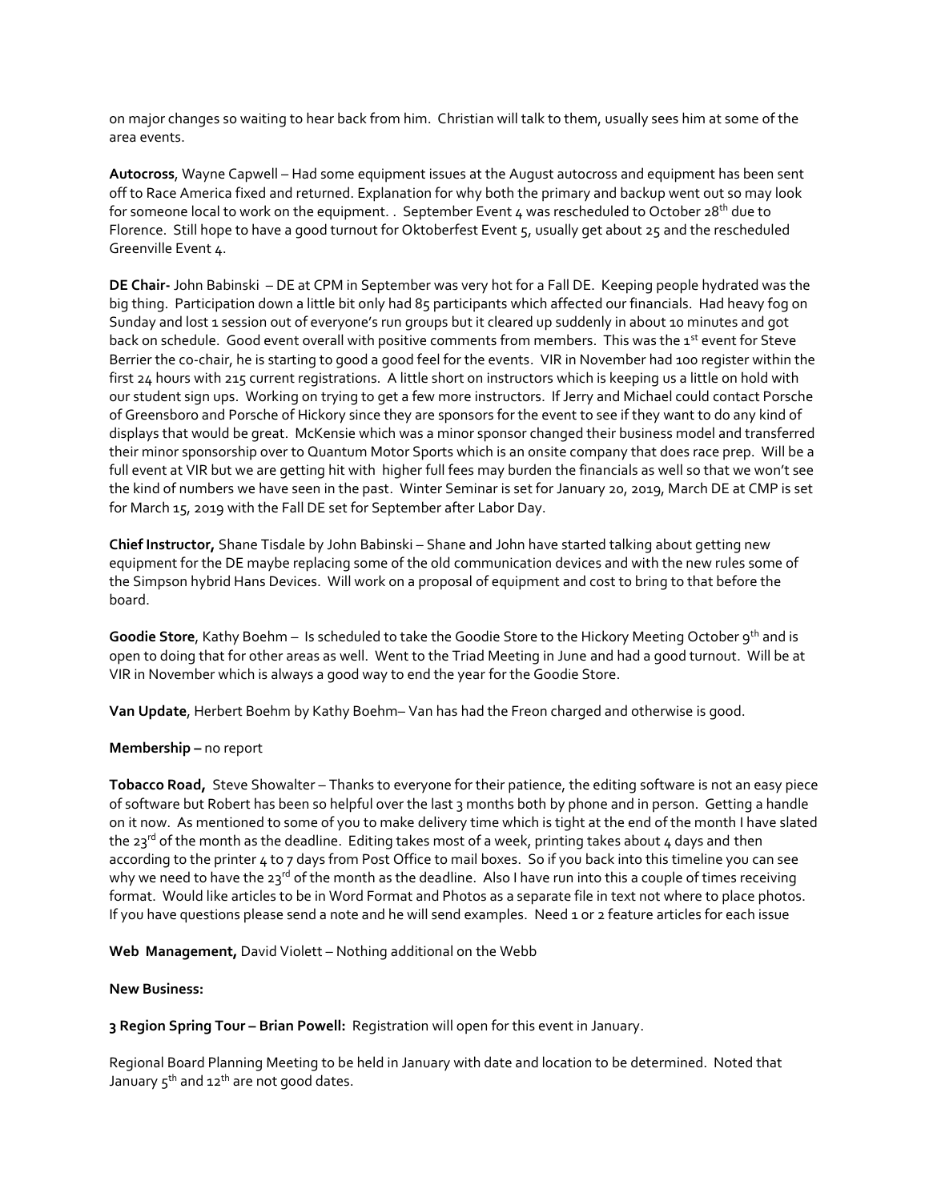on major changes so waiting to hear back from him. Christian will talk to them, usually sees him at some of the area events.

**Autocross**, Wayne Capwell – Had some equipment issues at the August autocross and equipment has been sent off to Race America fixed and returned. Explanation for why both the primary and backup went out so may look for someone local to work on the equipment. . September Event 4 was rescheduled to October 28th due to Florence. Still hope to have a good turnout for Oktoberfest Event 5, usually get about 25 and the rescheduled Greenville Event 4.

**DE Chair-** John Babinski – DE at CPM in September was very hot for a Fall DE. Keeping people hydrated was the big thing. Participation down a little bit only had 85 participants which affected our financials. Had heavy fog on Sunday and lost 1 session out of everyone's run groups but it cleared up suddenly in about 10 minutes and got back on schedule. Good event overall with positive comments from members. This was the 1st event for Steve Berrier the co-chair, he is starting to good a good feel for the events. VIR in November had 100 register within the first 24 hours with 215 current registrations. A little short on instructors which is keeping us a little on hold with our student sign ups. Working on trying to get a few more instructors. If Jerry and Michael could contact Porsche of Greensboro and Porsche of Hickory since they are sponsors for the event to see if they want to do any kind of displays that would be great. McKensie which was a minor sponsor changed their business model and transferred their minor sponsorship over to Quantum Motor Sports which is an onsite company that does race prep. Will be a full event at VIR but we are getting hit with higher full fees may burden the financials as well so that we won't see the kind of numbers we have seen in the past. Winter Seminar is set for January 20, 2019, March DE at CMP is set for March 15, 2019 with the Fall DE set for September after Labor Day.

**Chief Instructor,** Shane Tisdale by John Babinski – Shane and John have started talking about getting new equipment for the DE maybe replacing some of the old communication devices and with the new rules some of the Simpson hybrid Hans Devices. Will work on a proposal of equipment and cost to bring to that before the board.

**Goodie Store**, Kathy Boehm – Is scheduled to take the Goodie Store to the Hickory Meeting October 9th and is open to doing that for other areas as well. Went to the Triad Meeting in June and had a good turnout. Will be at VIR in November which is always a good way to end the year for the Goodie Store.

**Van Update**, Herbert Boehm by Kathy Boehm– Van has had the Freon charged and otherwise is good.

**Membership –** no report

**Tobacco Road,** Steve Showalter – Thanks to everyone for their patience, the editing software is not an easy piece of software but Robert has been so helpful over the last 3 months both by phone and in person. Getting a handle on it now. As mentioned to some of you to make delivery time which is tight at the end of the month I have slated the 23rd of the month as the deadline. Editing takes most of a week, printing takes about 4 days and then according to the printer 4 to 7 days from Post Office to mail boxes. So if you back into this timeline you can see why we need to have the 23rd of the month as the deadline. Also I have run into this a couple of times receiving format. Would like articles to be in Word Format and Photos as a separate file in text not where to place photos. If you have questions please send a note and he will send examples. Need 1 or 2 feature articles for each issue

**Web Management,** David Violett – Nothing additional on the Webb

**New Business:**

**3 Region Spring Tour – Brian Powell:** Registration will open for this event in January.

Regional Board Planning Meeting to be held in January with date and location to be determined. Noted that January 5th and 12th are not good dates.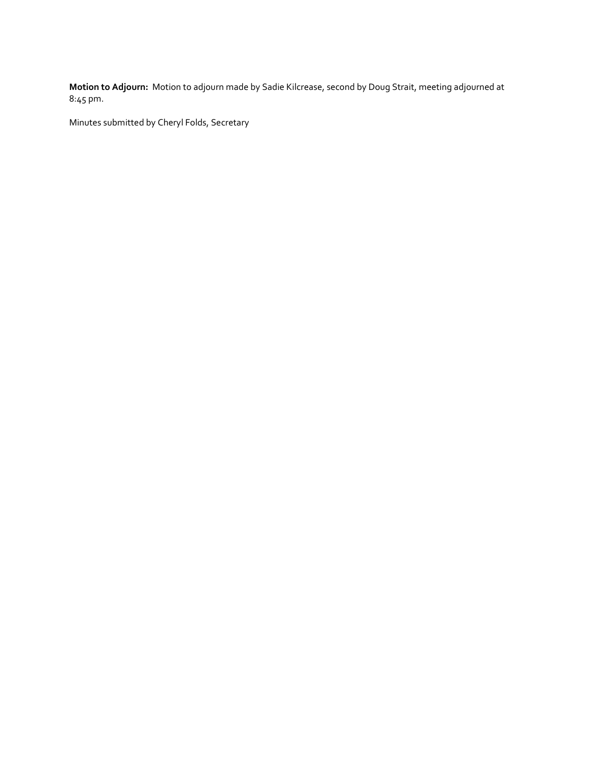**Motion to Adjourn:** Motion to adjourn made by Sadie Kilcrease, second by Doug Strait, meeting adjourned at 8:45 pm.

Minutes submitted by Cheryl Folds, Secretary